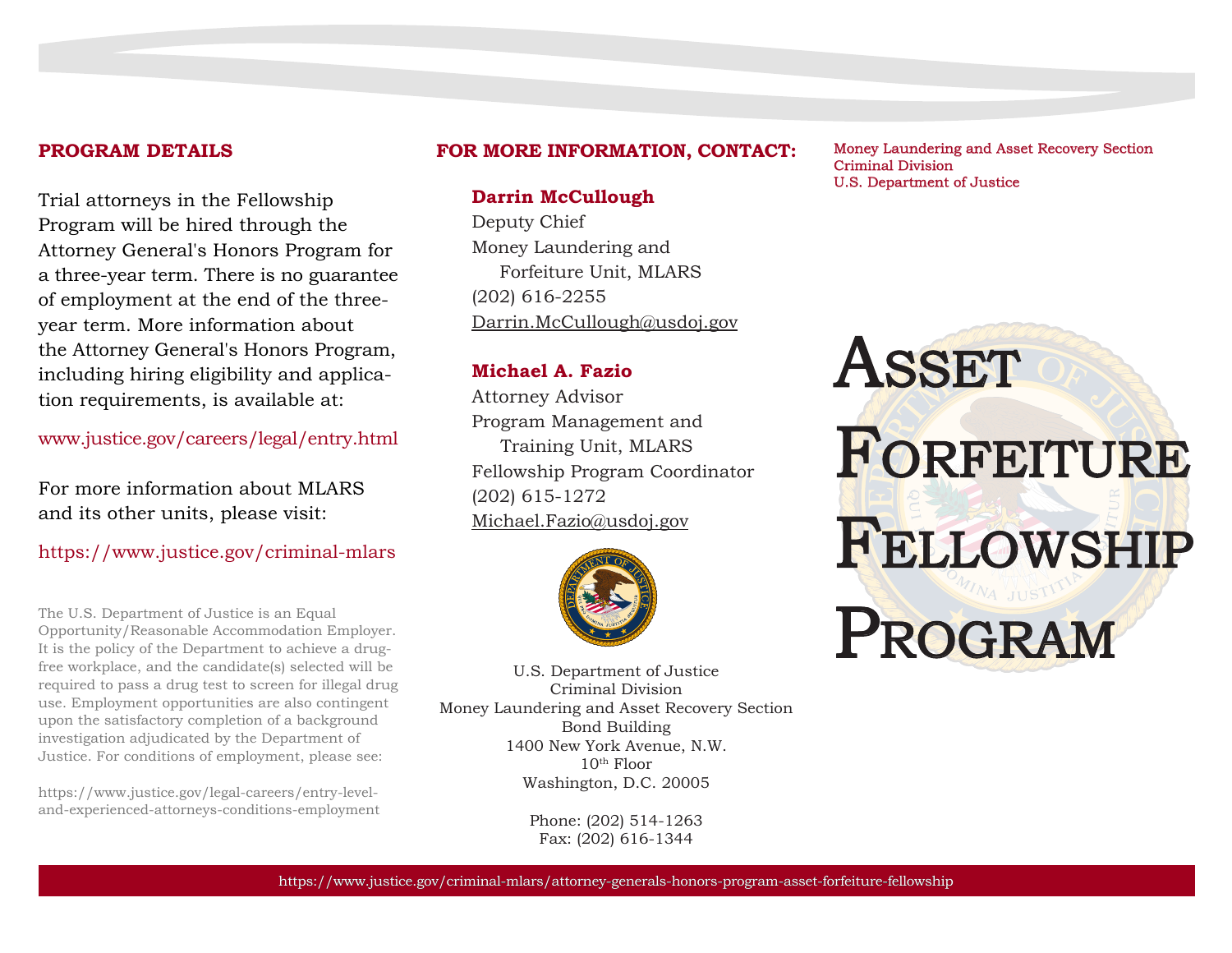## PROGRAM DETAILS

Trial attorneys in the Fellowship Program will be hired through the Attorney General's Honors Program for a three-year term. There is no guarantee of employment at the end of the three-year term. More information about the Attorney General's Honors Program, including hiring eligibility and application requirements, is available at:

www.justice.gov/careers/legal/entry.html

For more information about MLARS and its other units, please visit:

https://www.justice.gov/criminal-mlars

The U.S. Department of Justice is an Equal Opportunity/Reasonable Accommodation Employer. It is the policy of the Department to achieve a drug-free workplace, and the candidate(s) selected will be required to pass a drug test to screen for illegal drug use. Employment opportunities are also contingent upon the satisfactory completion of a background investigation adjudicated by the Department of Justice. For conditions of employment, please see:

https://www.justice.gov/legal-careers/entry-level-and-experienced-attorneys-conditions-employment

## FOR MORE INFORMATION, CONTACT:

**Darrin McCullough**
Deputy Chief
Money Laundering and Forfeiture Unit, MLARS
(202) 616-2255
Darrin.McCullough@usdoj.gov

**Michael A. Fazio**
Attorney Advisor
Program Management and Training Unit, MLARS
Fellowship Program Coordinator
(202) 615-1272
Michael.Fazio@usdoj.gov

U.S. Department of Justice
Criminal Division
Money Laundering and Asset Recovery Section
Bond Building
1400 New York Avenue, N.W.
10th Floor
Washington, D.C. 20005

Phone: (202) 514-1263
Fax: (202) 616-1344

Money Laundering and Asset Recovery Section
Criminal Division
U.S. Department of Justice

# Asset Forfeiture Fellowship Program

https://www.justice.gov/criminal-mlars/attorney-generals-honors-program-asset-forfeiture-fellowship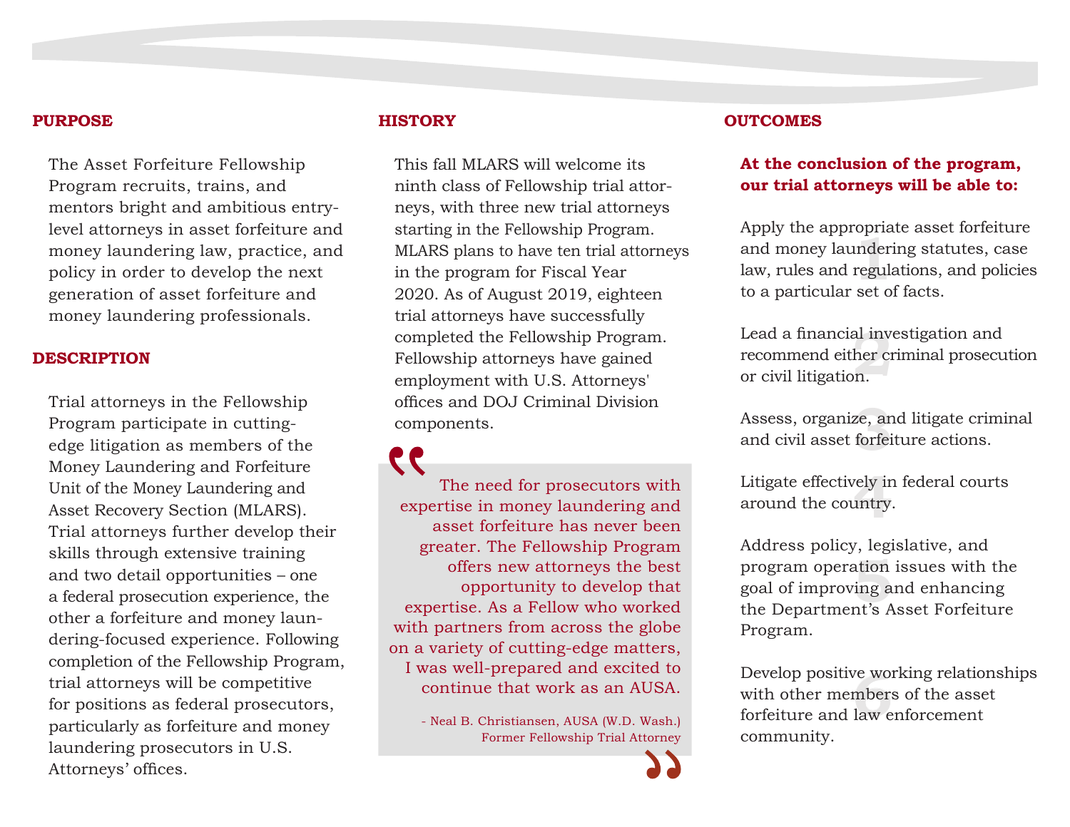## PURPOSE

The Asset Forfeiture Fellowship Program recruits, trains, and mentors bright and ambitious entry-level attorneys in asset forfeiture and money laundering law, practice, and policy in order to develop the next generation of asset forfeiture and money laundering professionals.

## DESCRIPTION

Trial attorneys in the Fellowship Program participate in cutting-edge litigation as members of the Money Laundering and Forfeiture Unit of the Money Laundering and Asset Recovery Section (MLARS). Trial attorneys further develop their skills through extensive training and two detail opportunities – one a federal prosecution experience, the other a forfeiture and money laundering-focused experience. Following completion of the Fellowship Program, trial attorneys will be competitive for positions as federal prosecutors, particularly as forfeiture and money laundering prosecutors in U.S. Attorneys' offices.

## HISTORY

This fall MLARS will welcome its ninth class of Fellowship trial attorneys, with three new trial attorneys starting in the Fellowship Program. MLARS plans to have ten trial attorneys in the program for Fiscal Year 2020. As of August 2019, eighteen trial attorneys have successfully completed the Fellowship Program. Fellowship attorneys have gained employment with U.S. Attorneys' offices and DOJ Criminal Division components.

> "The need for prosecutors with expertise in money laundering and asset forfeiture has never been greater. The Fellowship Program offers new attorneys the best opportunity to develop that expertise. As a Fellow who worked with partners from across the globe on a variety of cutting-edge matters, I was well-prepared and excited to continue that work as an AUSA."
>
> \- Neal B. Christiansen, AUSA (W.D. Wash.)
> Former Fellowship Trial Attorney

## OUTCOMES

**At the conclusion of the program, our trial attorneys will be able to:**

1. Apply the appropriate asset forfeiture and money laundering statutes, case law, rules and regulations, and policies to a particular set of facts.
2. Lead a financial investigation and recommend either criminal prosecution or civil litigation.
3. Assess, organize, and litigate criminal and civil asset forfeiture actions.
4. Litigate effectively in federal courts around the country.
5. Address policy, legislative, and program operation issues with the goal of improving and enhancing the Department's Asset Forfeiture Program.
6. Develop positive working relationships with other members of the asset forfeiture and law enforcement community.